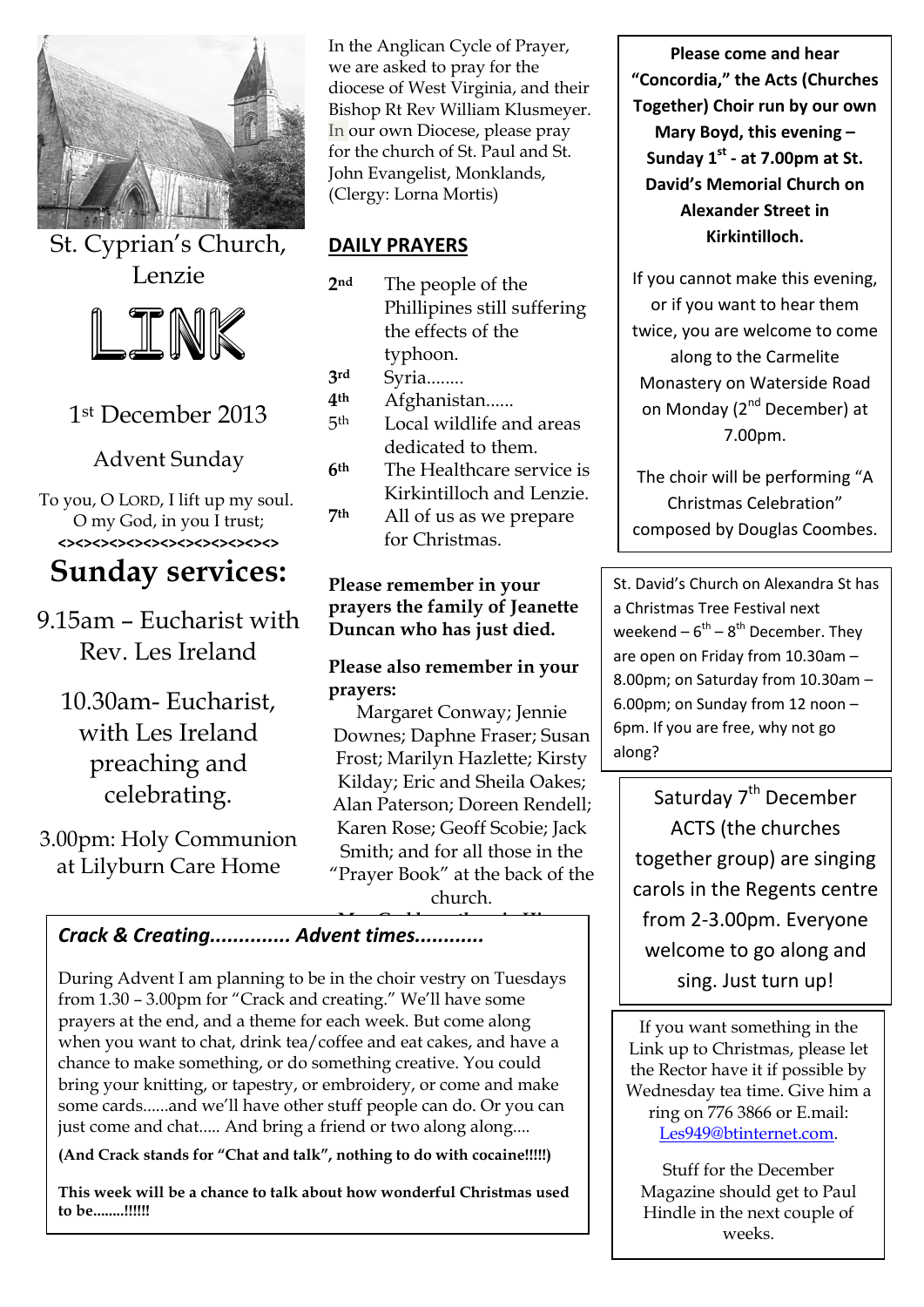St. Cyprian's Church, Lenzie

# LINK

1st December 2013

Advent Sunday

To you, O LORD, I lift up my soul.
O my God, in you I trust;

<><><><><><><><><><><><><>

## Sunday services:

9.15am – Eucharist with Rev. Les Ireland

10.30am- Eucharist, with Les Ireland preaching and celebrating.

3.00pm: Holy Communion at Lilyburn Care Home

In the Anglican Cycle of Prayer, we are asked to pray for the diocese of West Virginia, and their Bishop Rt Rev William Klusmeyer. In our own Diocese, please pray for the church of St. Paul and St. John Evangelist, Monklands, (Clergy: Lorna Mortis)

## DAILY PRAYERS

- **2nd** The people of the Phillipines still suffering the effects of the typhoon.
- **3rd** Syria........
- **4th** Afghanistan......
- 5th Local wildlife and areas dedicated to them.
- **6th** The Healthcare service is Kirkintilloch and Lenzie.
- **7th** All of us as we prepare for Christmas.

**Please remember in your prayers the family of Jeanette Duncan who has just died.**

**Please also remember in your prayers:**
Margaret Conway; Jennie Downes; Daphne Fraser; Susan Frost; Marilyn Hazlette; Kirsty Kilday; Eric and Sheila Oakes; Alan Paterson; Doreen Rendell; Karen Rose; Geoff Scobie; Jack Smith; and for all those in the "Prayer Book" at the back of the church.

### *Crack & Creating.............. Advent times............*

During Advent I am planning to be in the choir vestry on Tuesdays from 1.30 – 3.00pm for "Crack and creating." We'll have some prayers at the end, and a theme for each week. But come along when you want to chat, drink tea/coffee and eat cakes, and have a chance to make something, or do something creative. You could bring your knitting, or tapestry, or embroidery, or come and make some cards......and we'll have other stuff people can do. Or you can just come and chat..... And bring a friend or two along along....

**(And Crack stands for "Chat and talk", nothing to do with cocaine!!!!!)**

**This week will be a chance to talk about how wonderful Christmas used to be........!!!!!!**

**Please come and hear "Concordia," the Acts (Churches Together) Choir run by our own Mary Boyd, this evening – Sunday 1st - at 7.00pm at St. David's Memorial Church on Alexander Street in Kirkintilloch.**

If you cannot make this evening, or if you want to hear them twice, you are welcome to come along to the Carmelite Monastery on Waterside Road on Monday (2nd December) at 7.00pm.

The choir will be performing "A Christmas Celebration" composed by Douglas Coombes.

St. David's Church on Alexandra St has a Christmas Tree Festival next weekend – 6th – 8th December. They are open on Friday from 10.30am – 8.00pm; on Saturday from 10.30am – 6.00pm; on Sunday from 12 noon – 6pm. If you are free, why not go along?

Saturday 7th December ACTS (the churches together group) are singing carols in the Regents centre from 2-3.00pm. Everyone welcome to go along and sing. Just turn up!

If you want something in the Link up to Christmas, please let the Rector have it if possible by Wednesday tea time. Give him a ring on 776 3866 or E.mail: Les949@btinternet.com.

Stuff for the December Magazine should get to Paul Hindle in the next couple of weeks.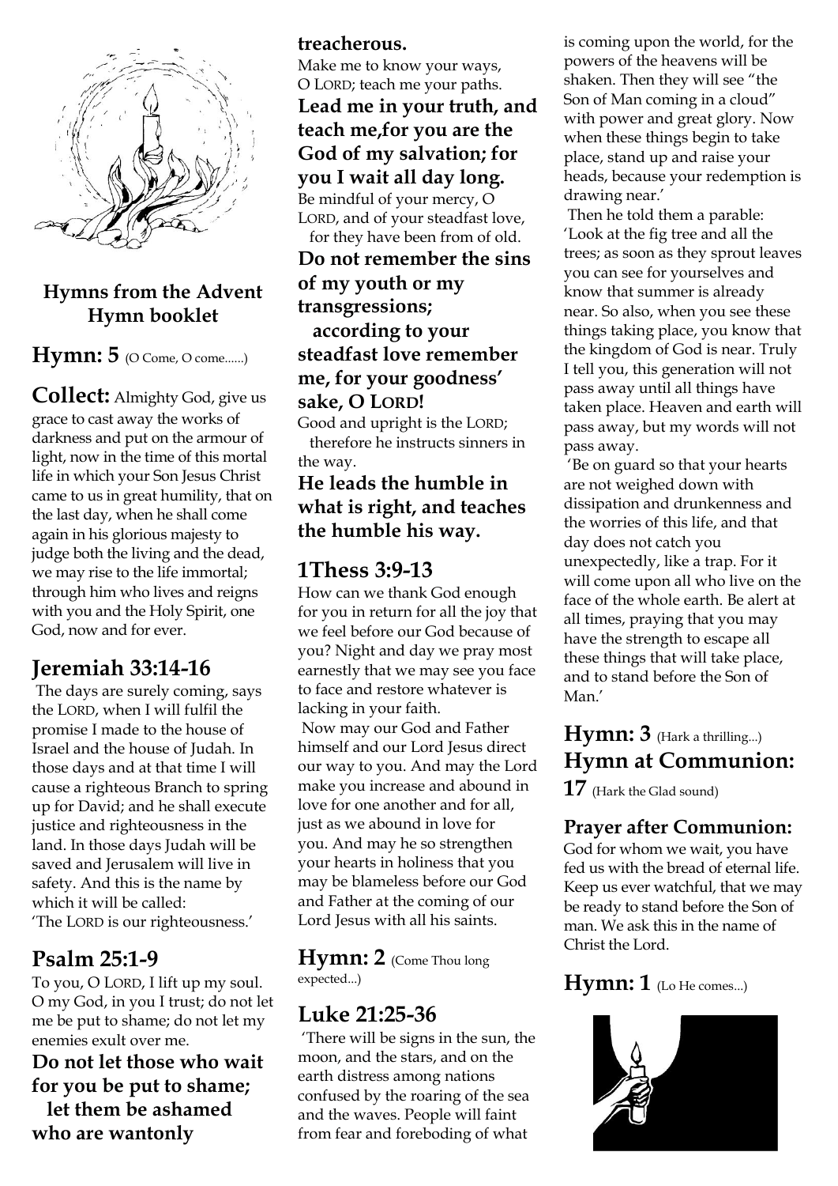### Hymns from the Advent Hymn booklet

## Hymn: 5 (O Come, O come......)

**Collect:** Almighty God, give us grace to cast away the works of darkness and put on the armour of light, now in the time of this mortal life in which your Son Jesus Christ came to us in great humility, that on the last day, when he shall come again in his glorious majesty to judge both the living and the dead, we may rise to the life immortal; through him who lives and reigns with you and the Holy Spirit, one God, now and for ever.

## Jeremiah 33:14-16

The days are surely coming, says the LORD, when I will fulfil the promise I made to the house of Israel and the house of Judah. In those days and at that time I will cause a righteous Branch to spring up for David; and he shall execute justice and righteousness in the land. In those days Judah will be saved and Jerusalem will live in safety. And this is the name by which it will be called: 'The LORD is our righteousness.'

## Psalm 25:1-9

To you, O LORD, I lift up my soul. O my God, in you I trust; do not let me be put to shame; do not let my enemies exult over me.

**Do not let those who wait for you be put to shame; let them be ashamed who are wantonly treacherous.**

Make me to know your ways, O LORD; teach me your paths.

**Lead me in your truth, and teach me,for you are the God of my salvation; for you I wait all day long.**

Be mindful of your mercy, O LORD, and of your steadfast love, for they have been from of old.

**Do not remember the sins of my youth or my transgressions; according to your steadfast love remember me, for your goodness' sake, O LORD!**

Good and upright is the LORD; therefore he instructs sinners in the way.

**He leads the humble in what is right, and teaches the humble his way.**

## 1Thess 3:9-13

How can we thank God enough for you in return for all the joy that we feel before our God because of you? Night and day we pray most earnestly that we may see you face to face and restore whatever is lacking in your faith.

Now may our God and Father himself and our Lord Jesus direct our way to you. And may the Lord make you increase and abound in love for one another and for all, just as we abound in love for you. And may he so strengthen your hearts in holiness that you may be blameless before our God and Father at the coming of our Lord Jesus with all his saints.

## Hymn: 2 (Come Thou long expected...)

## Luke 21:25-36

'There will be signs in the sun, the moon, and the stars, and on the earth distress among nations confused by the roaring of the sea and the waves. People will faint from fear and foreboding of what is coming upon the world, for the powers of the heavens will be shaken. Then they will see "the Son of Man coming in a cloud" with power and great glory. Now when these things begin to take place, stand up and raise your heads, because your redemption is drawing near.'

Then he told them a parable: 'Look at the fig tree and all the trees; as soon as they sprout leaves you can see for yourselves and know that summer is already near. So also, when you see these things taking place, you know that the kingdom of God is near. Truly I tell you, this generation will not pass away until all things have taken place. Heaven and earth will pass away, but my words will not pass away.

'Be on guard so that your hearts are not weighed down with dissipation and drunkenness and the worries of this life, and that day does not catch you unexpectedly, like a trap. For it will come upon all who live on the face of the whole earth. Be alert at all times, praying that you may have the strength to escape all these things that will take place, and to stand before the Son of Man.'

## Hymn: 3 (Hark a thrilling...)

## Hymn at Communion: 17 (Hark the Glad sound)

### Prayer after Communion:

God for whom we wait, you have fed us with the bread of eternal life. Keep us ever watchful, that we may be ready to stand before the Son of man. We ask this in the name of Christ the Lord.

## Hymn: 1 (Lo He comes...)